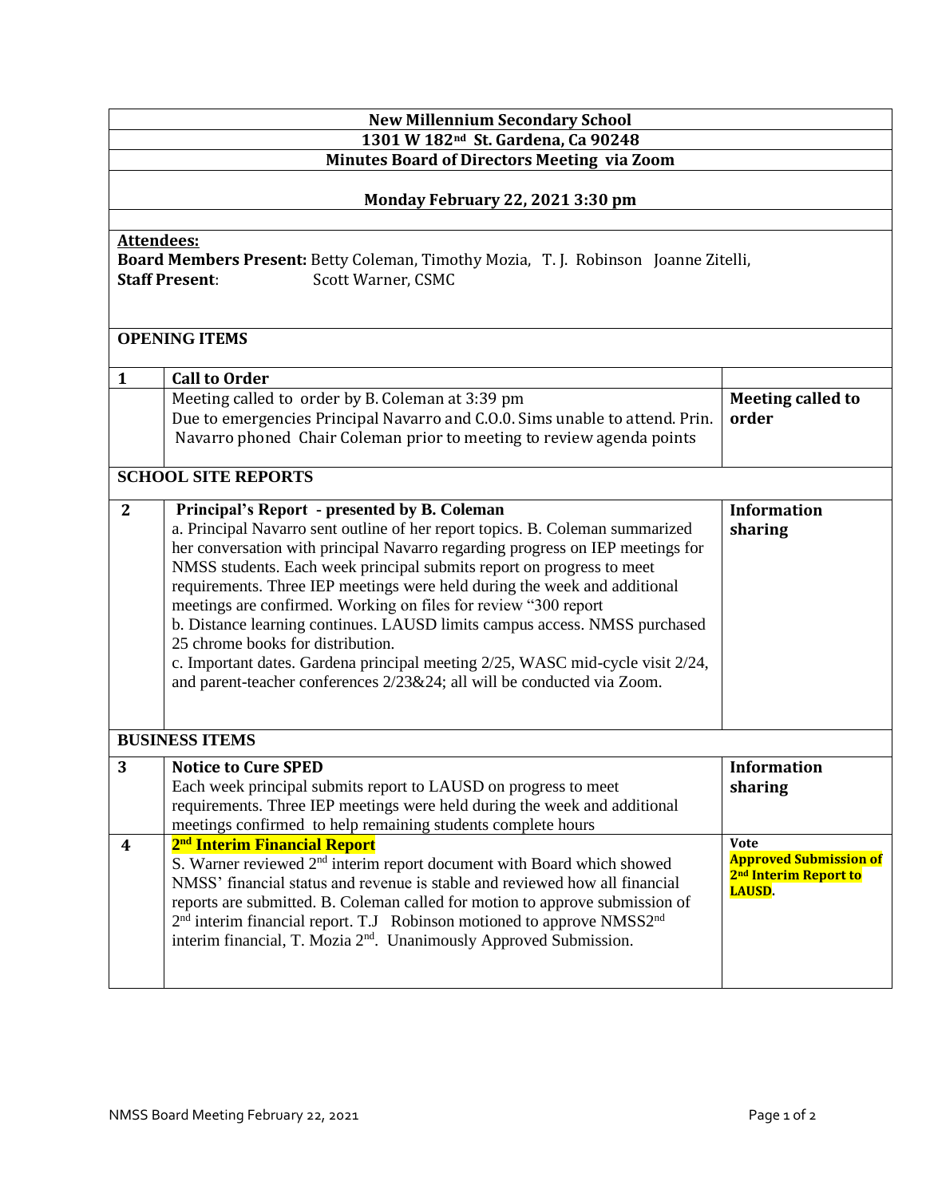**New Millennium Secondary School**

**1301 W 182nd St. Gardena, Ca 90248**

**Minutes Board of Directors Meeting via Zoom**

**Monday February 22, 2021 3:30 pm**

**Attendees:**

**Board Members Present:** Betty Coleman, Timothy Mozia, T. J. Robinson Joanne Zitelli,

**Staff Present**: Scott Warner, CSMC

**OPENING ITEMS**

| | | |
|---|---|---|
| **1** | **Call to Order** | |
| | Meeting called to order by B. Coleman at 3:39 pm<br>Due to emergencies Principal Navarro and C.O.O. Sims unable to attend. Prin. Navarro phoned Chair Coleman prior to meeting to review agenda points | **Meeting called to order** |

**SCHOOL SITE REPORTS**

| | | |
|---|---|---|
| **2** | **Principal's Report - presented by B. Coleman**<br>a. Principal Navarro sent outline of her report topics. B. Coleman summarized her conversation with principal Navarro regarding progress on IEP meetings for NMSS students. Each week principal submits report on progress to meet requirements. Three IEP meetings were held during the week and additional meetings are confirmed. Working on files for review "300 report<br>b. Distance learning continues. LAUSD limits campus access. NMSS purchased 25 chrome books for distribution.<br>c. Important dates. Gardena principal meeting 2/25, WASC mid-cycle visit 2/24, and parent-teacher conferences 2/23&24; all will be conducted via Zoom. | **Information sharing** |

**BUSINESS ITEMS**

| | | |
|---|---|---|
| **3** | **Notice to Cure SPED**<br>Each week principal submits report to LAUSD on progress to meet requirements. Three IEP meetings were held during the week and additional meetings confirmed to help remaining students complete hours | **Information sharing** |
| **4** | **2nd Interim Financial Report**<br>S. Warner reviewed 2nd interim report document with Board which showed NMSS' financial status and revenue is stable and reviewed how all financial reports are submitted. B. Coleman called for motion to approve submission of 2nd interim financial report. T.J Robinson motioned to approve NMSS2nd interim financial, T. Mozia 2nd. Unanimously Approved Submission. | **Vote**<br>**Approved Submission of 2nd Interim Report to LAUSD.** |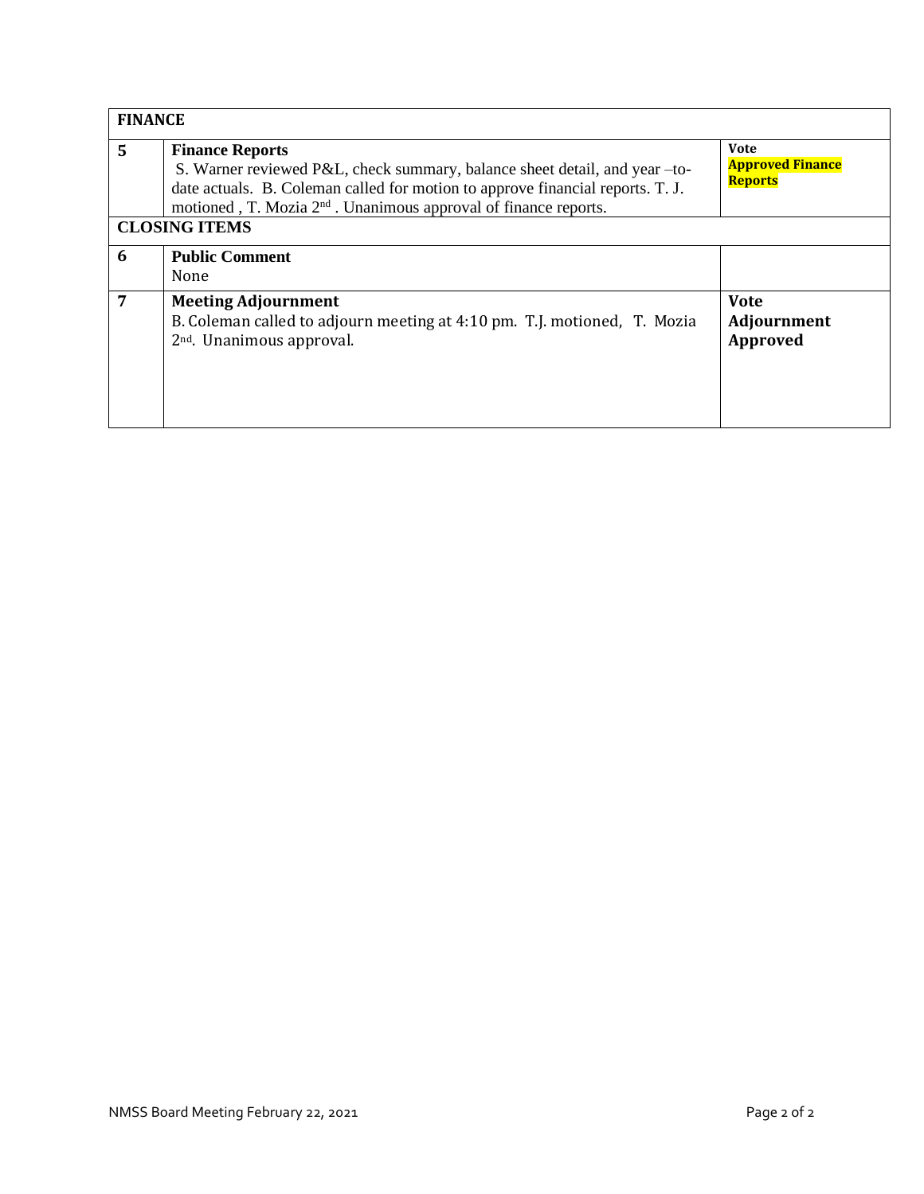| | | |
|---|---|---|
| **FINANCE** | | |
| **5** | **Finance Reports**<br>S. Warner reviewed P&L, check summary, balance sheet detail, and year –to-date actuals. B. Coleman called for motion to approve financial reports. T. J. motioned , T. Mozia 2nd . Unanimous approval of finance reports. | **Vote**<br>**Approved Finance Reports** |
| **CLOSING ITEMS** | | |
| **6** | **Public Comment**<br>None | |
| **7** | **Meeting Adjournment**<br>B. Coleman called to adjourn meeting at 4:10 pm. T.J. motioned, T. Mozia 2nd. Unanimous approval. | **Vote**<br>**Adjournment Approved** |